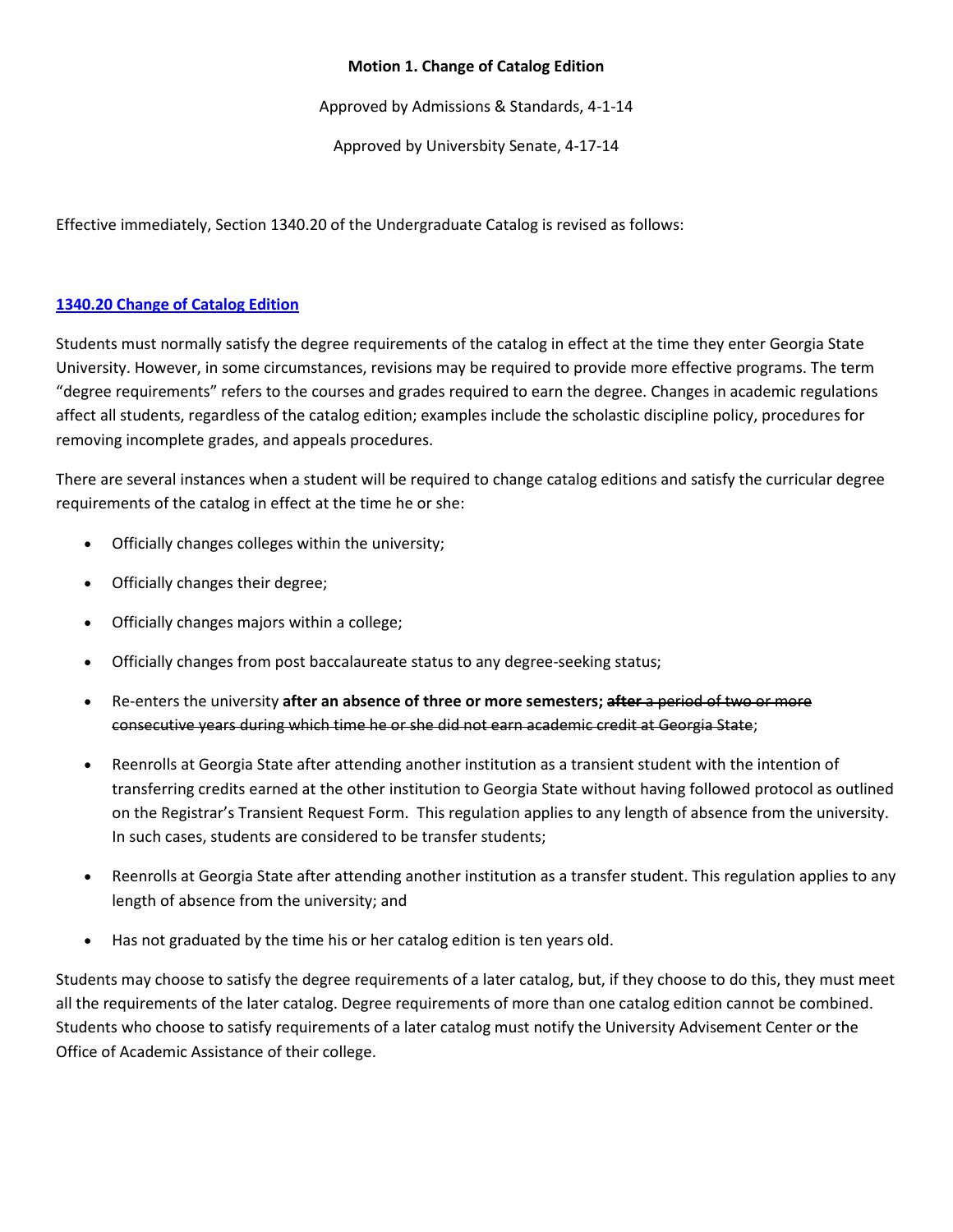**Motion 1. Change of Catalog Edition**

Approved by Admissions & Standards, 4-1-14

Approved by Universbity Senate, 4-17-14

Effective immediately, Section 1340.20 of the Undergraduate Catalog is revised as follows:

**1340.20 Change of Catalog Edition**

Students must normally satisfy the degree requirements of the catalog in effect at the time they enter Georgia State University. However, in some circumstances, revisions may be required to provide more effective programs. The term "degree requirements" refers to the courses and grades required to earn the degree. Changes in academic regulations affect all students, regardless of the catalog edition; examples include the scholastic discipline policy, procedures for removing incomplete grades, and appeals procedures.

There are several instances when a student will be required to change catalog editions and satisfy the curricular degree requirements of the catalog in effect at the time he or she:

- Officially changes colleges within the university;
- Officially changes their degree;
- Officially changes majors within a college;
- Officially changes from post baccalaureate status to any degree-seeking status;
- Re-enters the university **after an absence of three or more semesters;** ~~**after** a period of two or more consecutive years during which time he or she did not earn academic credit at Georgia State~~;
- Reenrolls at Georgia State after attending another institution as a transient student with the intention of transferring credits earned at the other institution to Georgia State without having followed protocol as outlined on the Registrar's Transient Request Form. This regulation applies to any length of absence from the university. In such cases, students are considered to be transfer students;
- Reenrolls at Georgia State after attending another institution as a transfer student. This regulation applies to any length of absence from the university; and
- Has not graduated by the time his or her catalog edition is ten years old.

Students may choose to satisfy the degree requirements of a later catalog, but, if they choose to do this, they must meet all the requirements of the later catalog. Degree requirements of more than one catalog edition cannot be combined. Students who choose to satisfy requirements of a later catalog must notify the University Advisement Center or the Office of Academic Assistance of their college.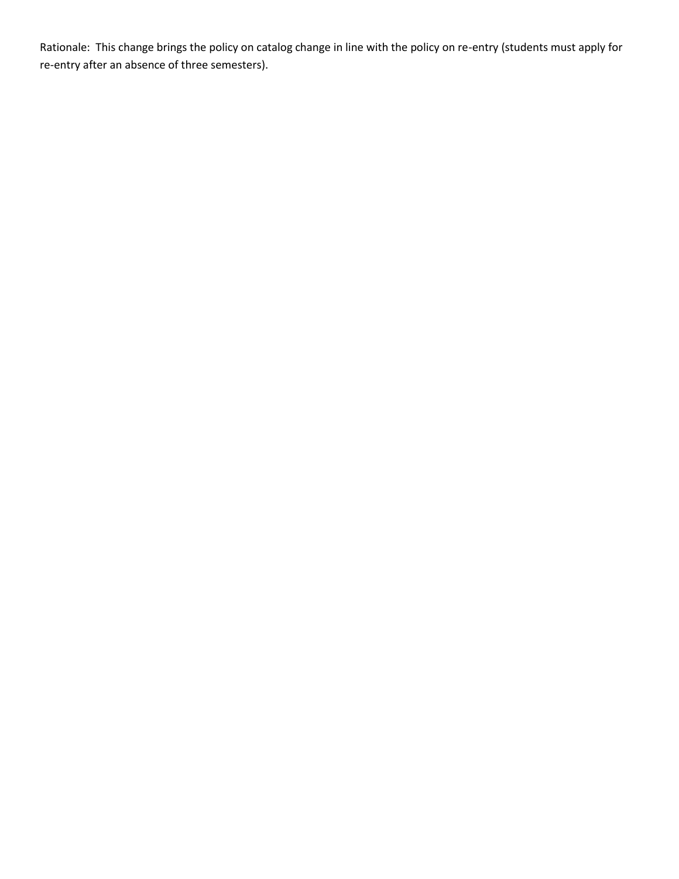Rationale: This change brings the policy on catalog change in line with the policy on re-entry (students must apply for re-entry after an absence of three semesters).